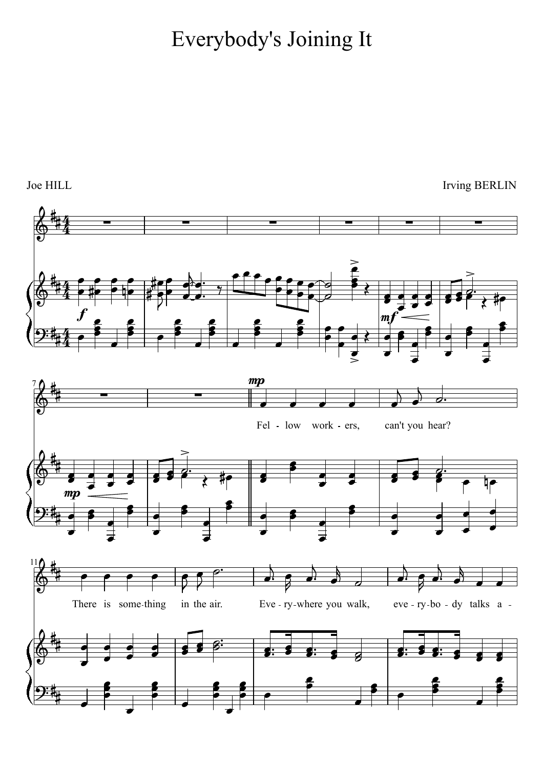# Everybody's Joining It

Joe HILL

Irving BERLIN

Fel - low work - ers, can't you hear?

There is some-thing in the air.

Eve - ry-where you walk, eve - ry-bo - dy talks a -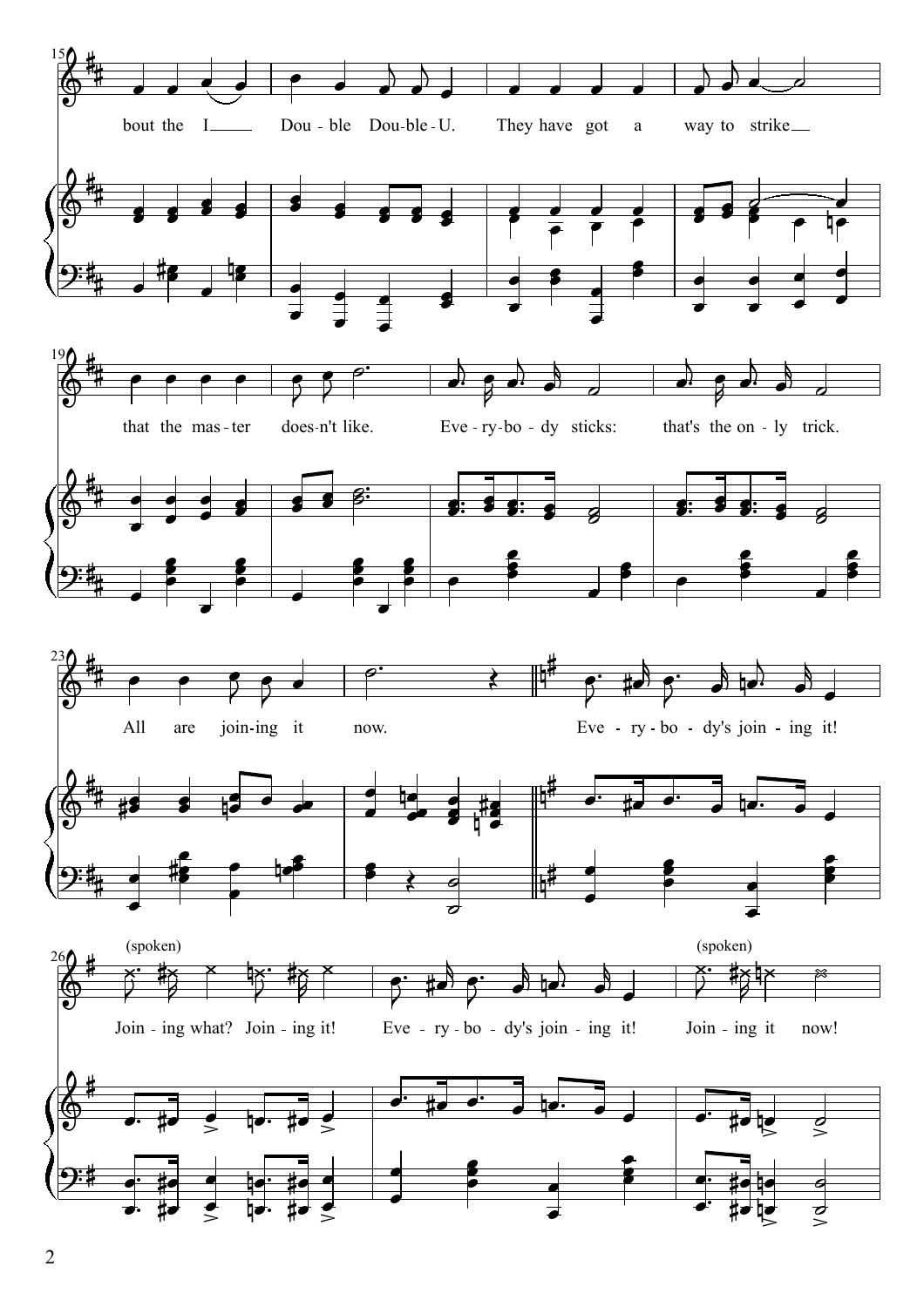bout the I Double Double-U. They have got a way to strike that the master doesn't like.

Everybody sticks: that's the only trick.

All are joining it now.

Everybody's joining it!

(spoken) Joining what? Joining it!

Everybody's joining it!

(spoken) Joining it now!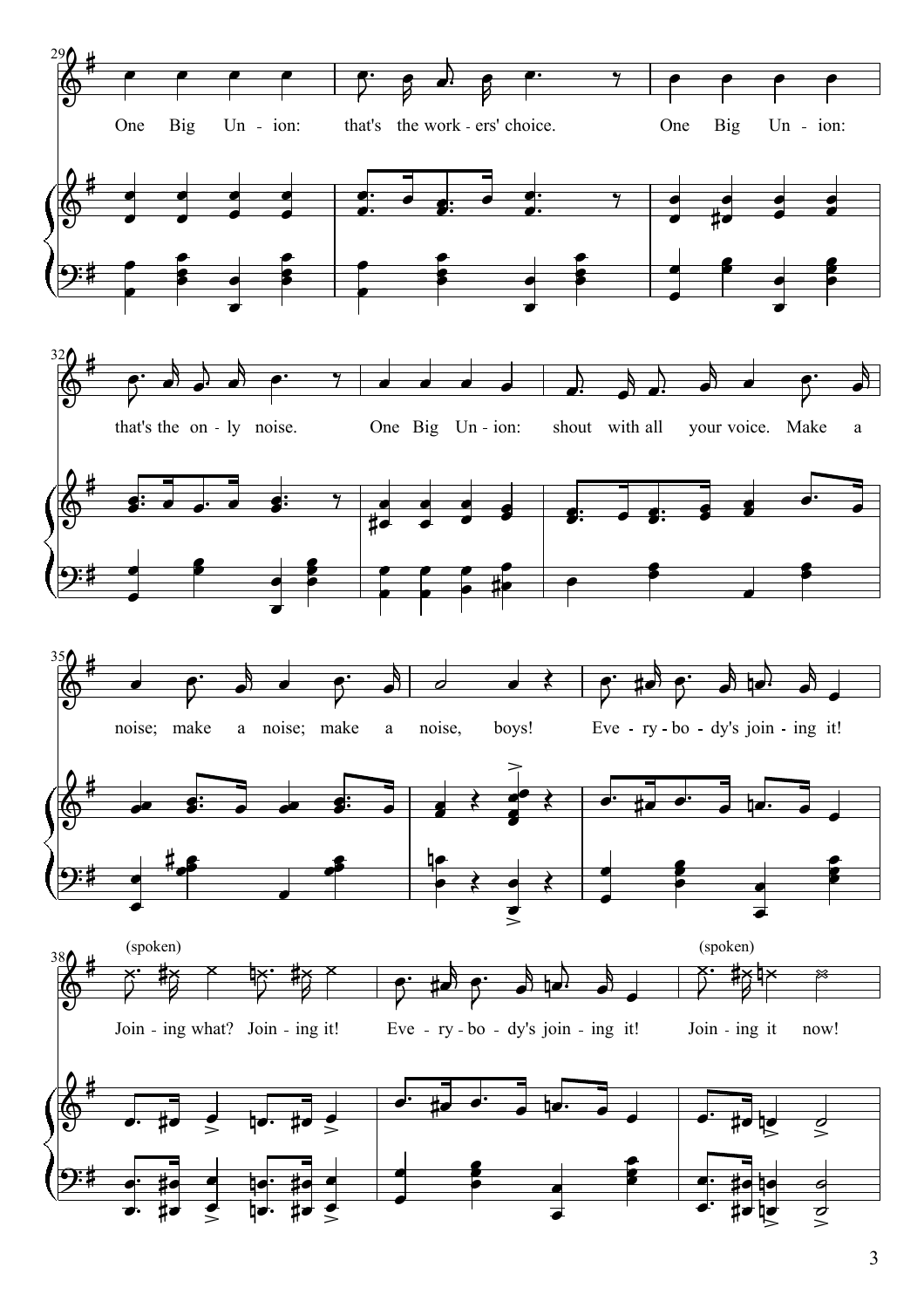(spoken)

(spoken)

One Big Un - ion: that's the work - ers' choice. One Big Un - ion: that's the on - ly noise. One Big Un - ion: shout with all your voice. Make a noise; make a noise; make a noise, boys! Eve - ry - bo - dy's join - ing it! Join - ing what? Join - ing it! Eve - ry - bo - dy's join - ing it! Join - ing it now!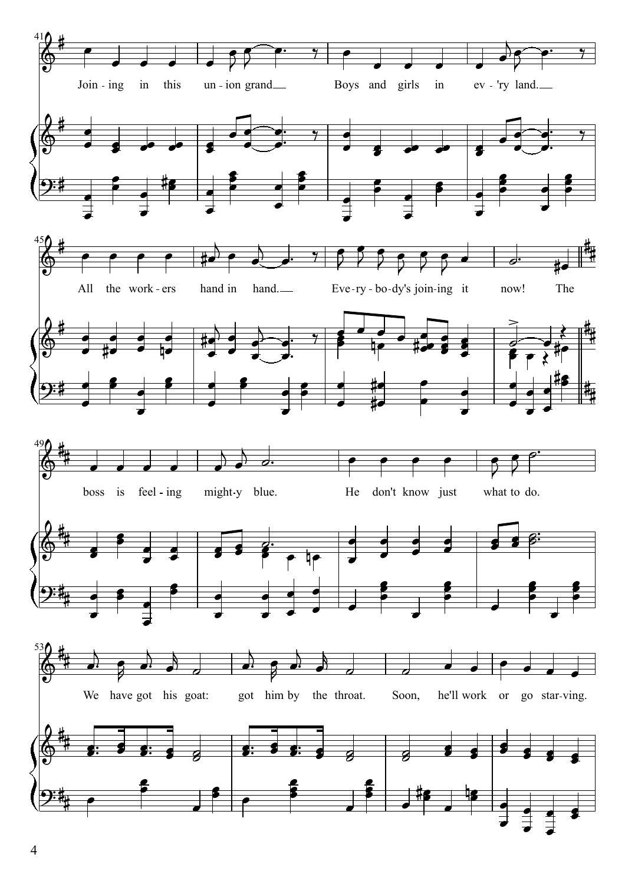Join - ing in this un - ion grand Boys and girls in ev - 'ry land.

All the work - ers hand in hand. Eve - ry - bo - dy's join - ing it now! The

boss is feel - ing might - y blue. He don't know just what to do.

We have got his goat: got him by the throat. Soon, he'll work or go star - ving.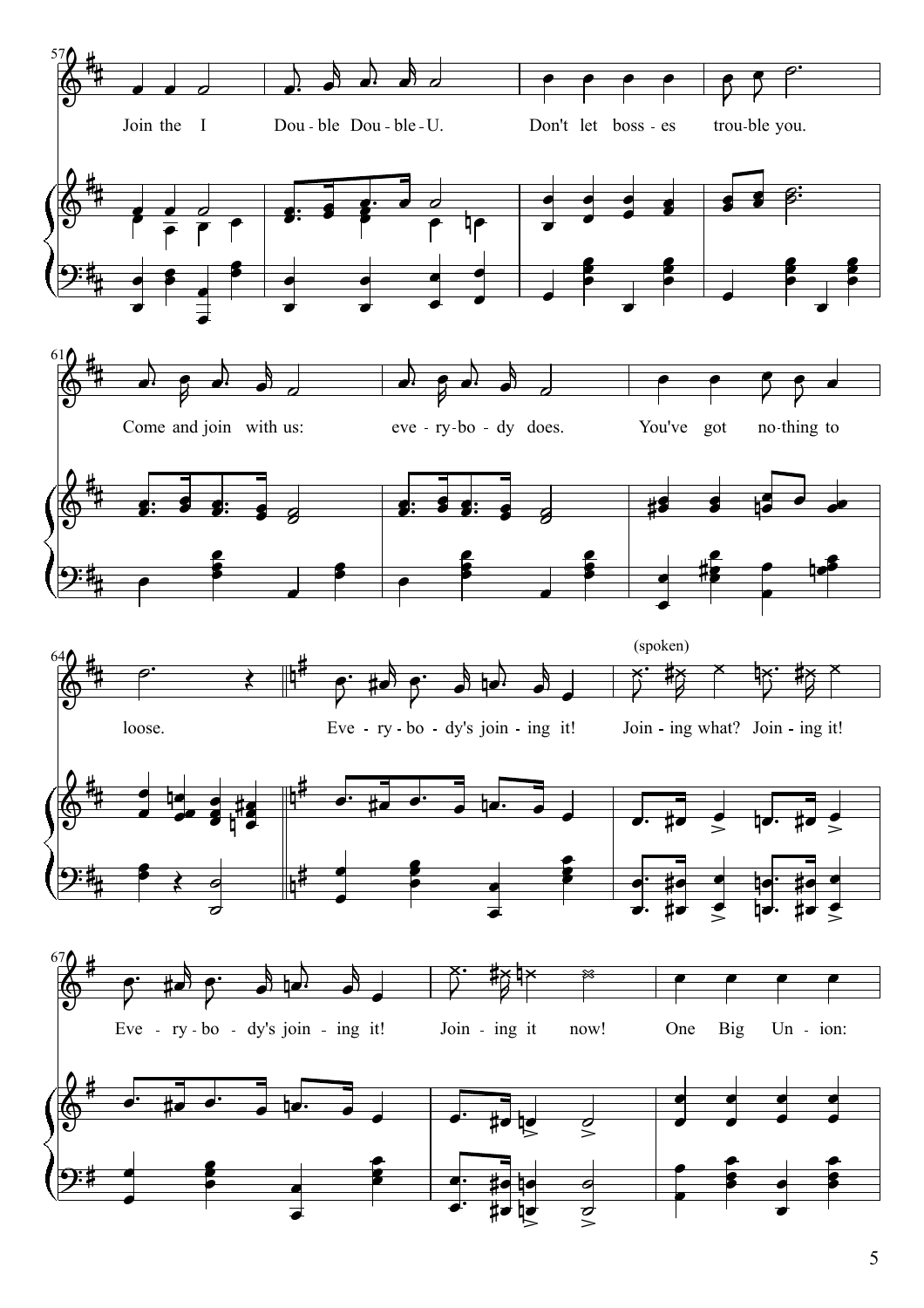57

Join the I Dou - ble Dou - ble - U. Don't let boss - es trou - ble you.

61

Come and join with us: eve - ry - bo - dy does. You've got no - thing to

64

loose. Eve - ry - bo - dy's join - ing it! Join - ing what? Join - ing it!

(spoken)

67

Eve - ry - bo - dy's join - ing it! Join - ing it now! One Big Un - ion: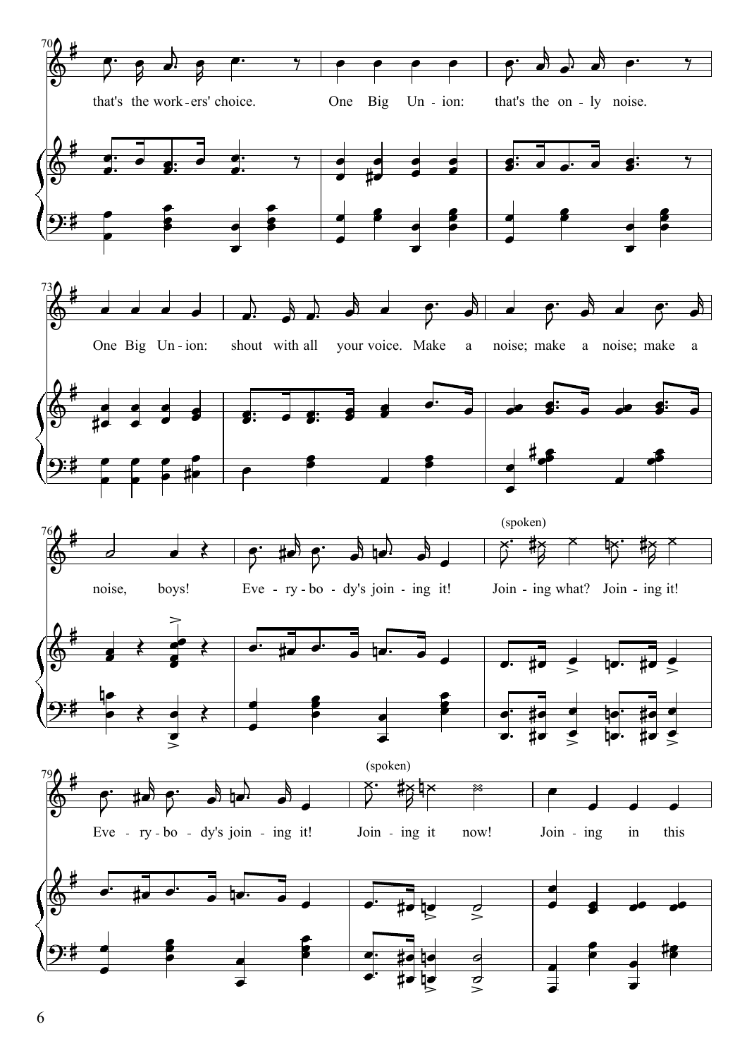that's the work-ers' choice. One Big Un-ion: that's the on-ly noise.

One Big Un-ion: shout with all your voice. Make a noise; make a noise; make a

noise, boys! Eve-ry-bo-dy's join-ing it! (spoken) Join-ing what? Join-ing it!

Eve-ry-bo-dy's join-ing it! (spoken) Join-ing it now! Join-ing in this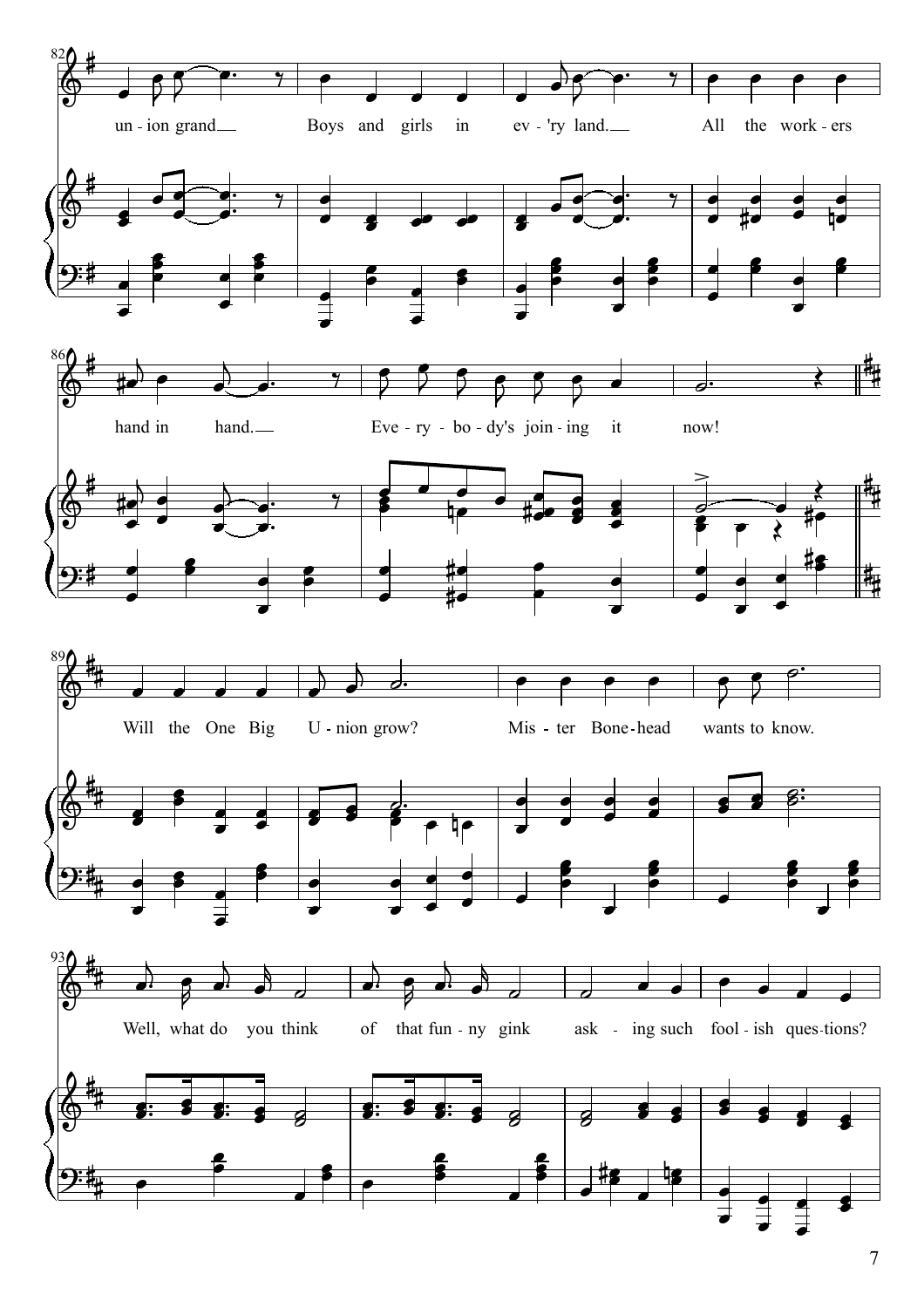82

un - ion grand Boys and girls in ev - 'ry land. All the work - ers

86

hand in hand. Eve - ry - bo - dy's join - ing it now!

89

Will the One Big U - nion grow? Mis - ter Bone - head wants to know.

93

Well, what do you think of that fun - ny gink ask - ing such fool - ish ques - tions?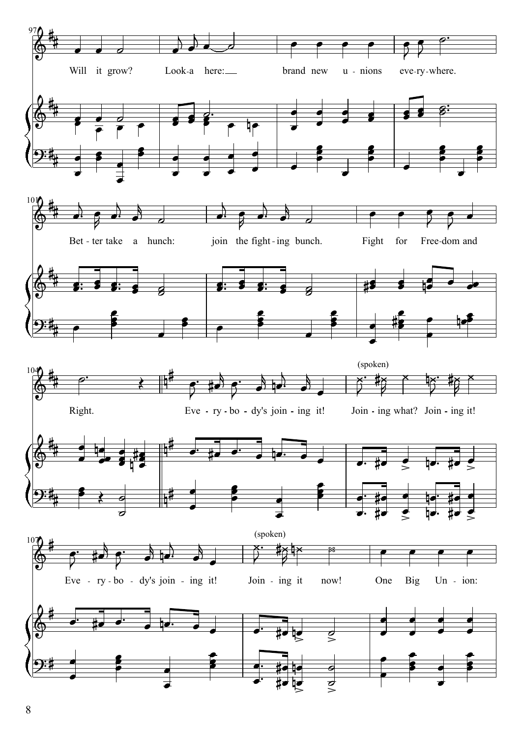Will it grow? Look-a here: brand new u-nions eve-ry-where.

Bet-ter take a hunch: join the fight-ing bunch. Fight for Free-dom and

Right. Eve-ry-bo-dy's join-ing it! (spoken) Join-ing what? Join-ing it!

Eve-ry-bo-dy's join-ing it! (spoken) Join-ing it now! One Big Un-ion: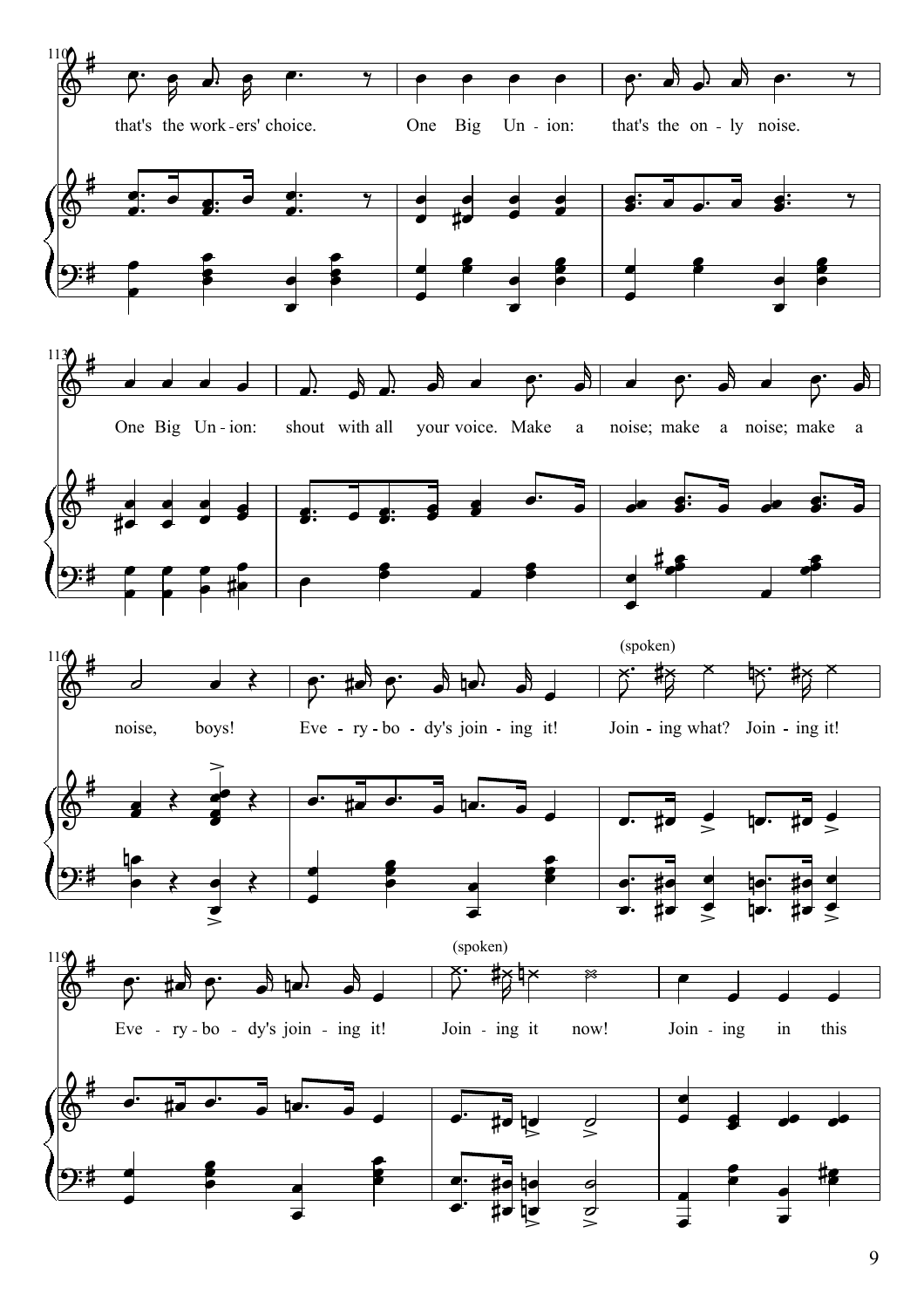that's the work-ers' choice. One Big Un-ion: that's the on-ly noise.

One Big Un-ion: shout with all your voice. Make a noise; make a noise; make a

noise, boys! Eve-ry-bo-dy's join-ing it! (spoken) Join-ing what? Join-ing it!

Eve-ry-bo-dy's join-ing it! (spoken) Join-ing it now! Join-ing in this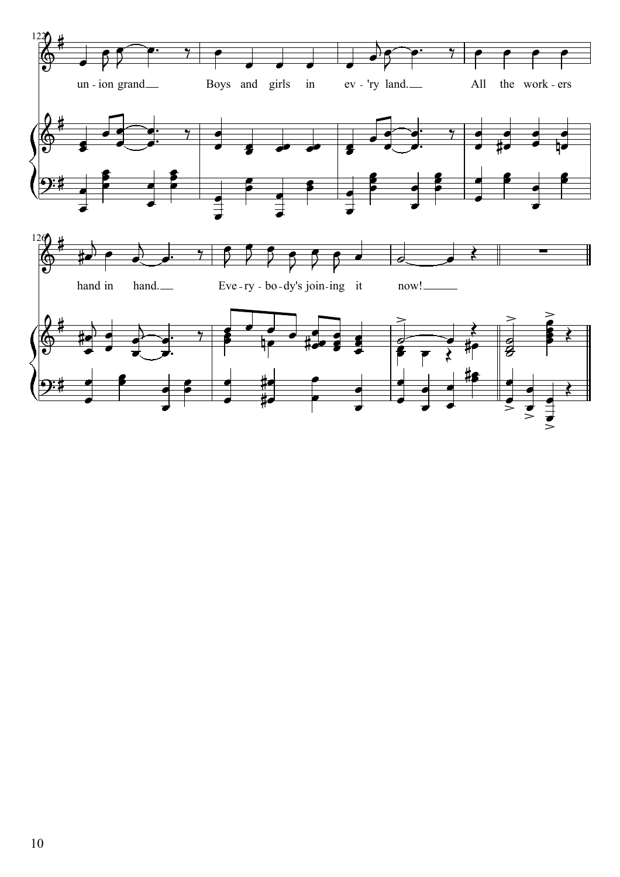un - ion grand Boys and girls in ev - 'ry land. All the work - ers

hand in hand. Eve - ry - bo - dy's join - ing it now!